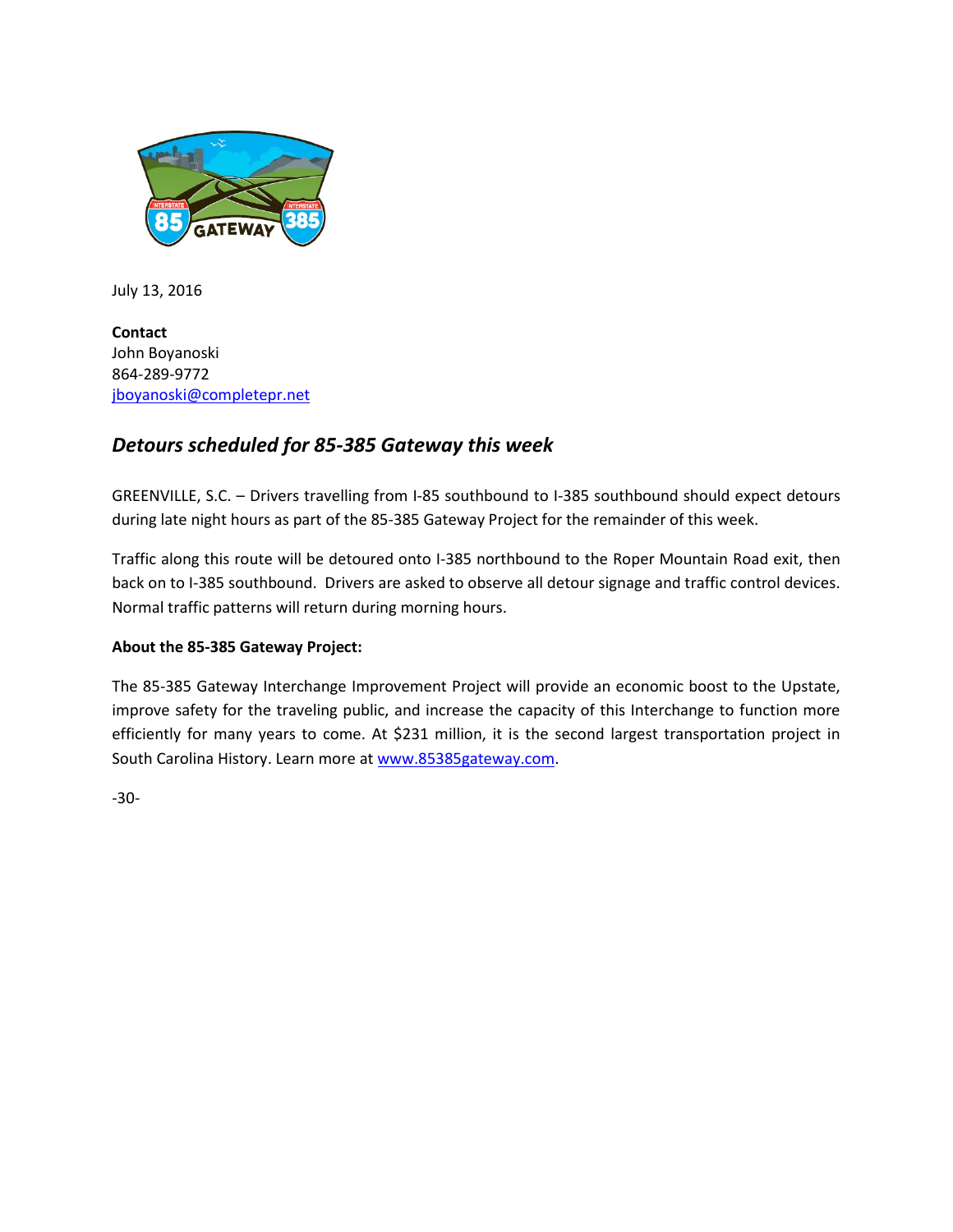July 13, 2016

**Contact**
John Boyanoski
864-289-9772
[jboyanoski@completepr.net](mailto:jboyanoski@completepr.net)

## *Detours scheduled for 85-385 Gateway this week*

GREENVILLE, S.C. – Drivers travelling from I-85 southbound to I-385 southbound should expect detours during late night hours as part of the 85-385 Gateway Project for the remainder of this week.

Traffic along this route will be detoured onto I-385 northbound to the Roper Mountain Road exit, then back on to I-385 southbound. Drivers are asked to observe all detour signage and traffic control devices. Normal traffic patterns will return during morning hours.

**About the 85-385 Gateway Project:**

The 85-385 Gateway Interchange Improvement Project will provide an economic boost to the Upstate, improve safety for the traveling public, and increase the capacity of this Interchange to function more efficiently for many years to come. At $231 million, it is the second largest transportation project in South Carolina History. Learn more at [www.85385gateway.com](http://www.85385gateway.com).

-30-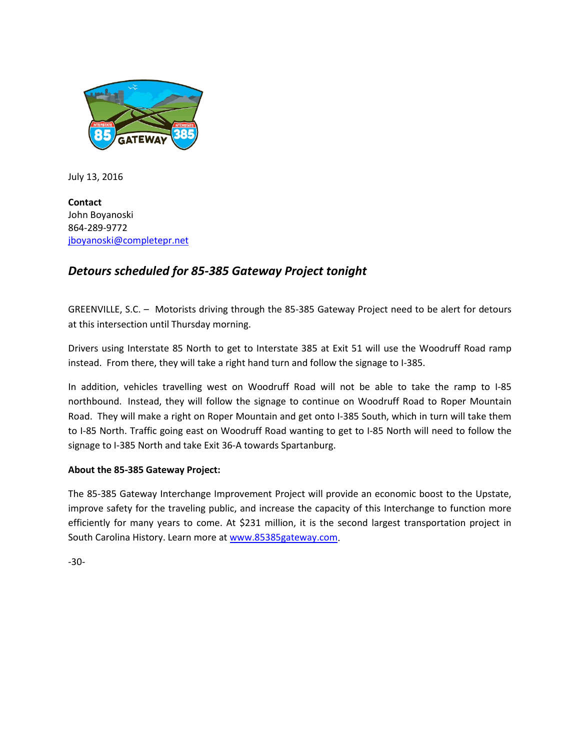July 13, 2016

**Contact**
John Boyanoski
864-289-9772
[jboyanoski@completepr.net](mailto:jboyanoski@completepr.net)

## ***Detours scheduled for 85-385 Gateway Project tonight***

GREENVILLE, S.C. – Motorists driving through the 85-385 Gateway Project need to be alert for detours at this intersection until Thursday morning.

Drivers using Interstate 85 North to get to Interstate 385 at Exit 51 will use the Woodruff Road ramp instead. From there, they will take a right hand turn and follow the signage to I-385.

In addition, vehicles travelling west on Woodruff Road will not be able to take the ramp to I-85 northbound. Instead, they will follow the signage to continue on Woodruff Road to Roper Mountain Road. They will make a right on Roper Mountain and get onto I-385 South, which in turn will take them to I-85 North. Traffic going east on Woodruff Road wanting to get to I-85 North will need to follow the signage to I-385 North and take Exit 36-A towards Spartanburg.

**About the 85-385 Gateway Project:**

The 85-385 Gateway Interchange Improvement Project will provide an economic boost to the Upstate, improve safety for the traveling public, and increase the capacity of this Interchange to function more efficiently for many years to come. At $231 million, it is the second largest transportation project in South Carolina History. Learn more at [www.85385gateway.com](http://www.85385gateway.com).

-30-